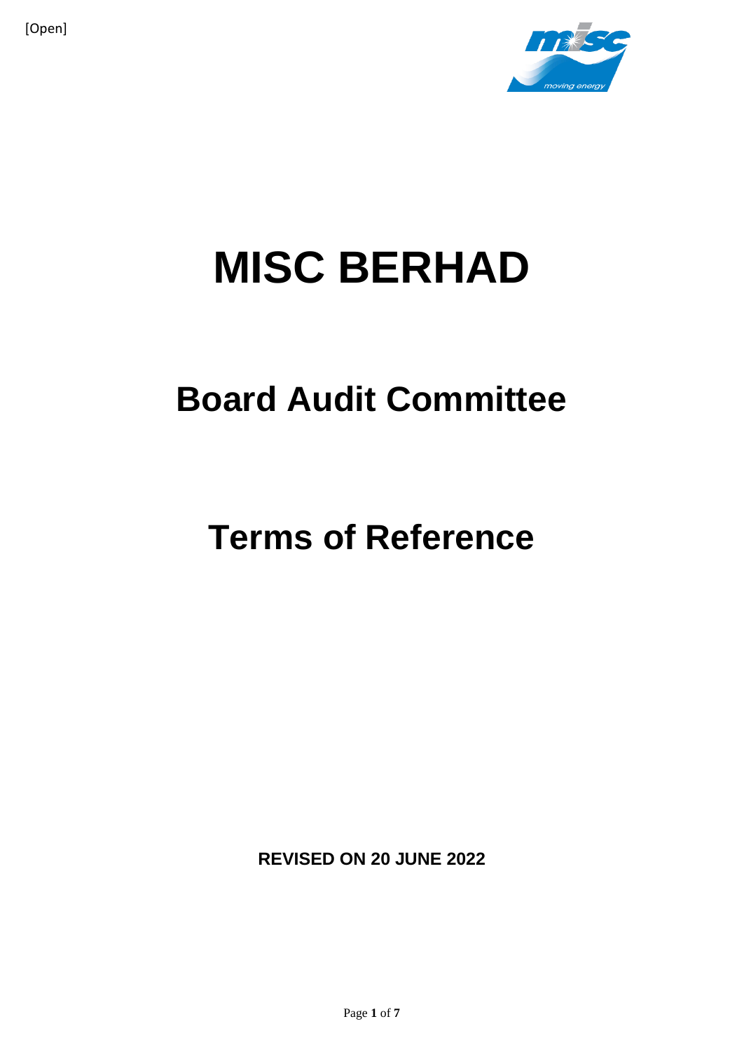[Open]

# MISC BERHAD

## Board Audit Committee

## Terms of Reference

**REVISED ON 20 JUNE 2022**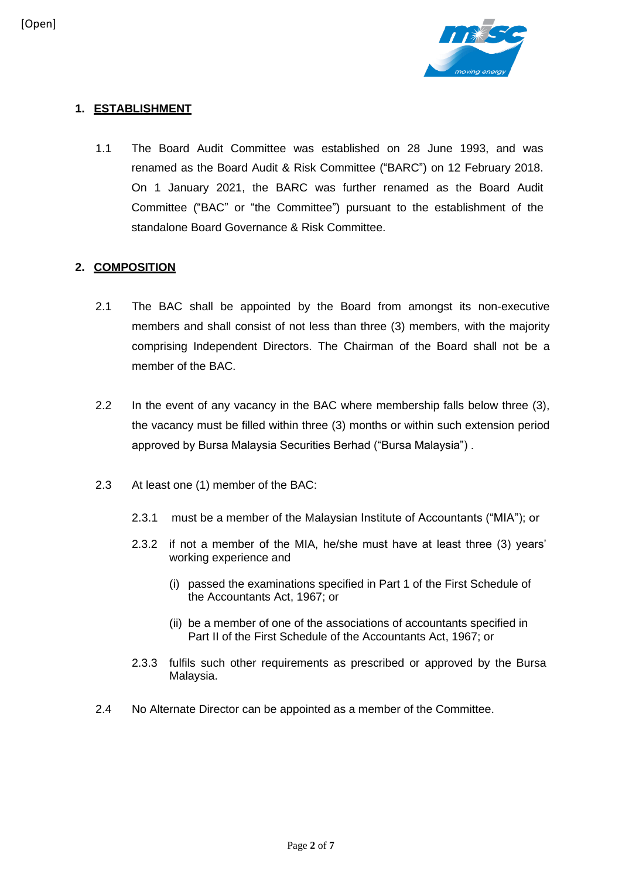## 1. ESTABLISHMENT

1.1 The Board Audit Committee was established on 28 June 1993, and was renamed as the Board Audit & Risk Committee ("BARC") on 12 February 2018. On 1 January 2021, the BARC was further renamed as the Board Audit Committee ("BAC" or "the Committee") pursuant to the establishment of the standalone Board Governance & Risk Committee.

## 2. COMPOSITION

2.1 The BAC shall be appointed by the Board from amongst its non-executive members and shall consist of not less than three (3) members, with the majority comprising Independent Directors. The Chairman of the Board shall not be a member of the BAC.

2.2 In the event of any vacancy in the BAC where membership falls below three (3), the vacancy must be filled within three (3) months or within such extension period approved by Bursa Malaysia Securities Berhad ("Bursa Malaysia") .

2.3 At least one (1) member of the BAC:

2.3.1 must be a member of the Malaysian Institute of Accountants ("MIA"); or

2.3.2 if not a member of the MIA, he/she must have at least three (3) years' working experience and

(i) passed the examinations specified in Part 1 of the First Schedule of the Accountants Act, 1967; or

(ii) be a member of one of the associations of accountants specified in Part II of the First Schedule of the Accountants Act, 1967; or

2.3.3 fulfils such other requirements as prescribed or approved by the Bursa Malaysia.

2.4 No Alternate Director can be appointed as a member of the Committee.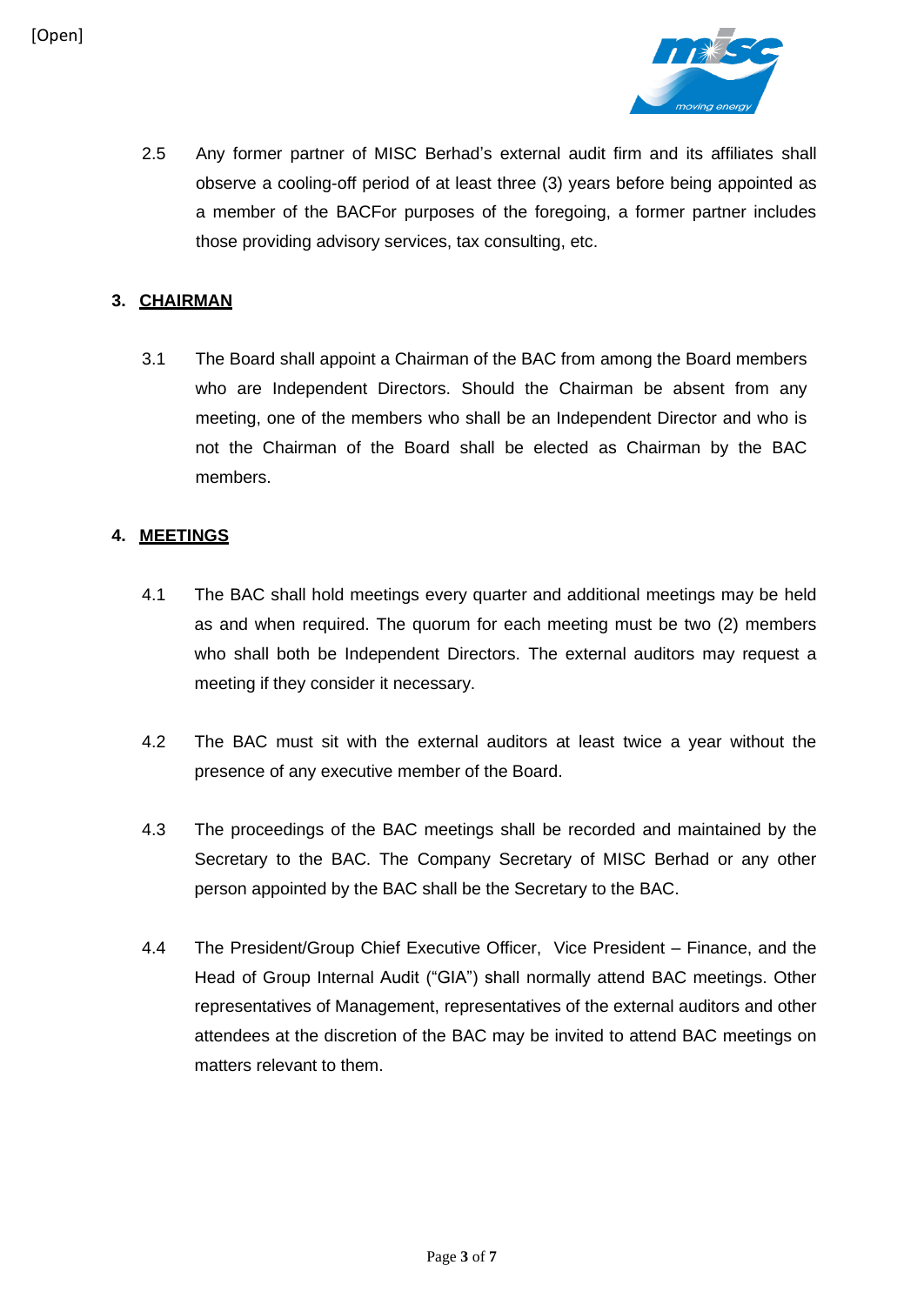2.5 Any former partner of MISC Berhad's external audit firm and its affiliates shall observe a cooling-off period of at least three (3) years before being appointed as a member of the BACFor purposes of the foregoing, a former partner includes those providing advisory services, tax consulting, etc.

## 3. CHAIRMAN

3.1 The Board shall appoint a Chairman of the BAC from among the Board members who are Independent Directors. Should the Chairman be absent from any meeting, one of the members who shall be an Independent Director and who is not the Chairman of the Board shall be elected as Chairman by the BAC members.

## 4. MEETINGS

4.1 The BAC shall hold meetings every quarter and additional meetings may be held as and when required. The quorum for each meeting must be two (2) members who shall both be Independent Directors. The external auditors may request a meeting if they consider it necessary.

4.2 The BAC must sit with the external auditors at least twice a year without the presence of any executive member of the Board.

4.3 The proceedings of the BAC meetings shall be recorded and maintained by the Secretary to the BAC. The Company Secretary of MISC Berhad or any other person appointed by the BAC shall be the Secretary to the BAC.

4.4 The President/Group Chief Executive Officer, Vice President – Finance, and the Head of Group Internal Audit ("GIA") shall normally attend BAC meetings. Other representatives of Management, representatives of the external auditors and other attendees at the discretion of the BAC may be invited to attend BAC meetings on matters relevant to them.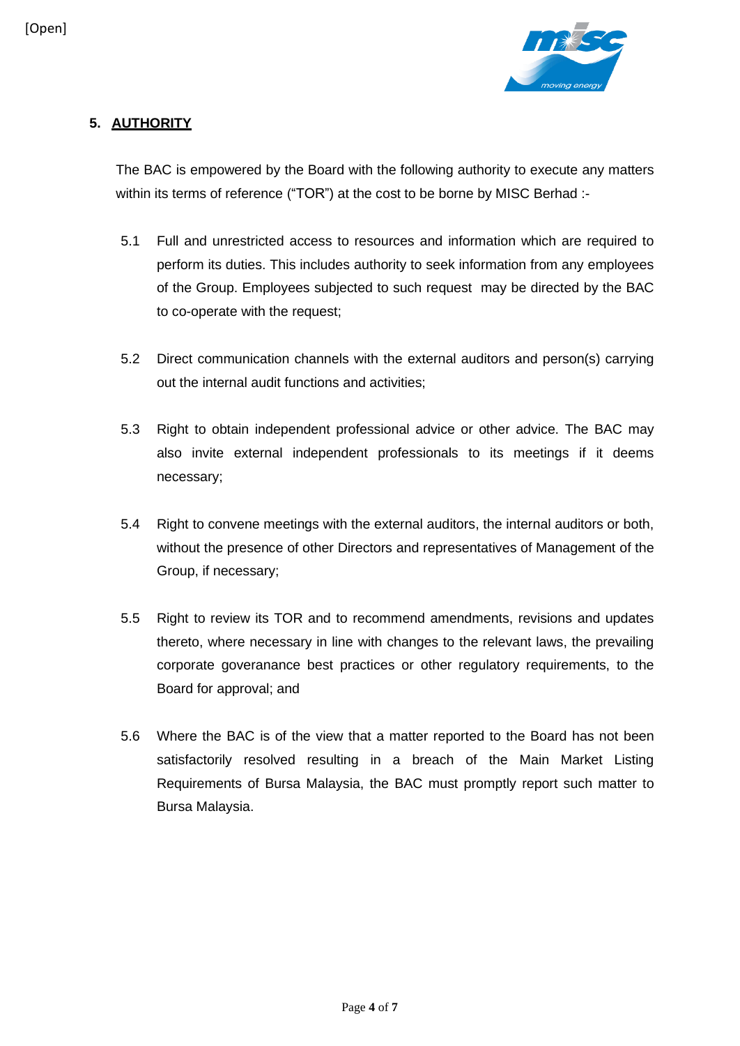[Open]

## 5. AUTHORITY

The BAC is empowered by the Board with the following authority to execute any matters within its terms of reference ("TOR") at the cost to be borne by MISC Berhad :-

5.1 Full and unrestricted access to resources and information which are required to perform its duties. This includes authority to seek information from any employees of the Group. Employees subjected to such request may be directed by the BAC to co-operate with the request;

5.2 Direct communication channels with the external auditors and person(s) carrying out the internal audit functions and activities;

5.3 Right to obtain independent professional advice or other advice. The BAC may also invite external independent professionals to its meetings if it deems necessary;

5.4 Right to convene meetings with the external auditors, the internal auditors or both, without the presence of other Directors and representatives of Management of the Group, if necessary;

5.5 Right to review its TOR and to recommend amendments, revisions and updates thereto, where necessary in line with changes to the relevant laws, the prevailing corporate goveranance best practices or other regulatory requirements, to the Board for approval; and

5.6 Where the BAC is of the view that a matter reported to the Board has not been satisfactorily resolved resulting in a breach of the Main Market Listing Requirements of Bursa Malaysia, the BAC must promptly report such matter to Bursa Malaysia.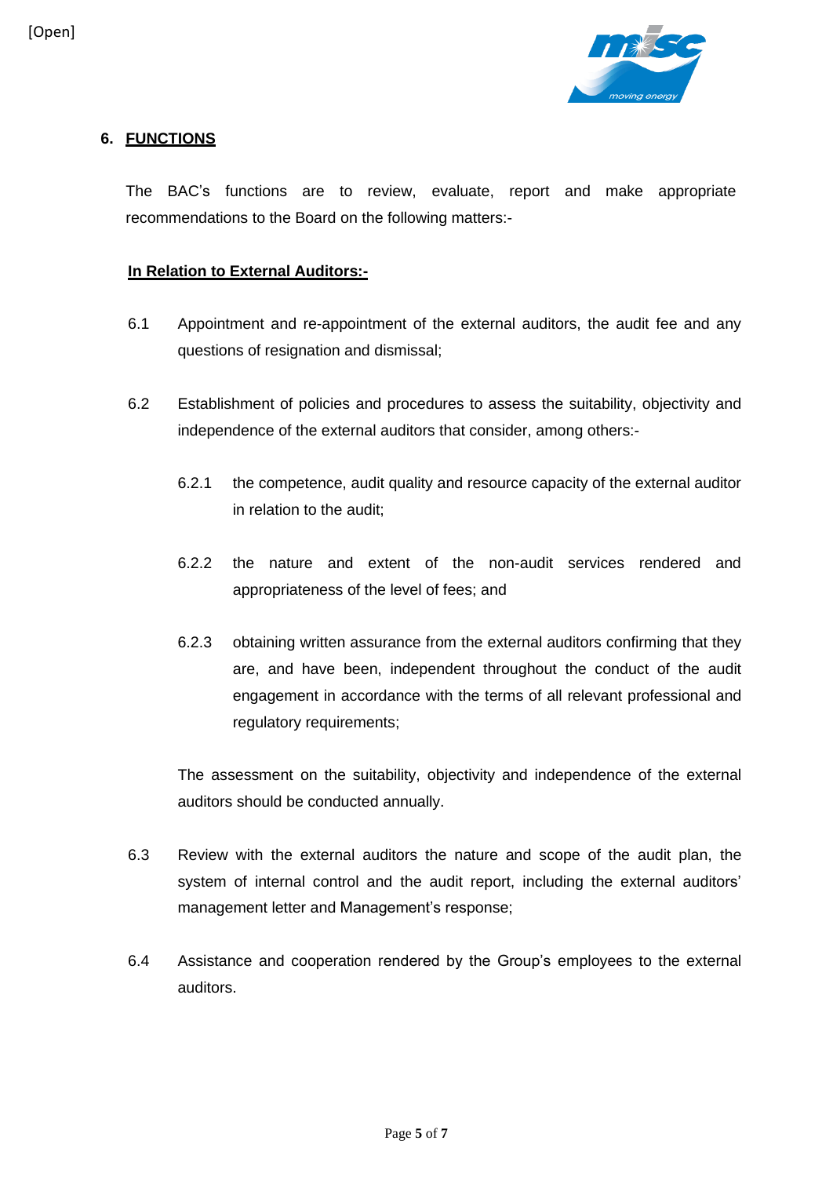## 6. FUNCTIONS

The BAC's functions are to review, evaluate, report and make appropriate recommendations to the Board on the following matters:-

**In Relation to External Auditors:-**

6.1 Appointment and re-appointment of the external auditors, the audit fee and any questions of resignation and dismissal;

6.2 Establishment of policies and procedures to assess the suitability, objectivity and independence of the external auditors that consider, among others:-

6.2.1 the competence, audit quality and resource capacity of the external auditor in relation to the audit;

6.2.2 the nature and extent of the non-audit services rendered and appropriateness of the level of fees; and

6.2.3 obtaining written assurance from the external auditors confirming that they are, and have been, independent throughout the conduct of the audit engagement in accordance with the terms of all relevant professional and regulatory requirements;

The assessment on the suitability, objectivity and independence of the external auditors should be conducted annually.

6.3 Review with the external auditors the nature and scope of the audit plan, the system of internal control and the audit report, including the external auditors' management letter and Management's response;

6.4 Assistance and cooperation rendered by the Group's employees to the external auditors.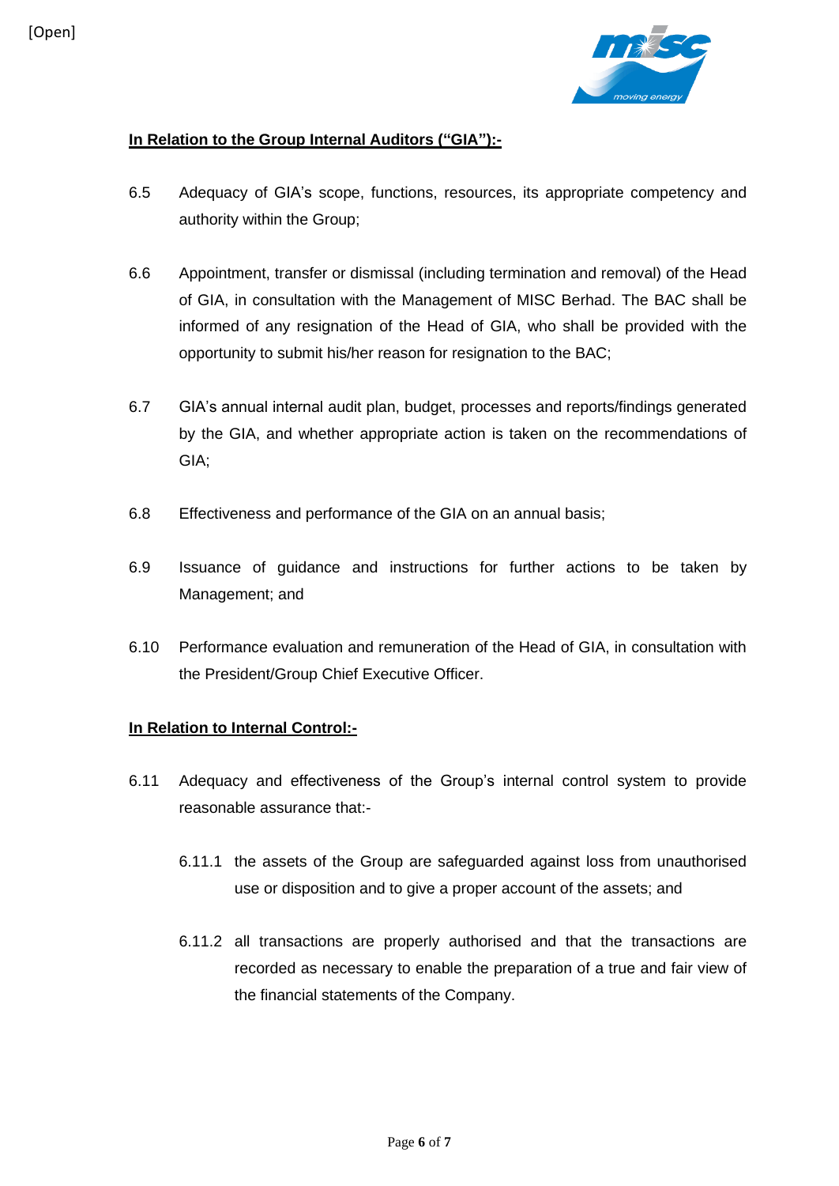**In Relation to the Group Internal Auditors ("GIA"):-**

6.5 Adequacy of GIA's scope, functions, resources, its appropriate competency and authority within the Group;

6.6 Appointment, transfer or dismissal (including termination and removal) of the Head of GIA, in consultation with the Management of MISC Berhad. The BAC shall be informed of any resignation of the Head of GIA, who shall be provided with the opportunity to submit his/her reason for resignation to the BAC;

6.7 GIA's annual internal audit plan, budget, processes and reports/findings generated by the GIA, and whether appropriate action is taken on the recommendations of GIA;

6.8 Effectiveness and performance of the GIA on an annual basis;

6.9 Issuance of guidance and instructions for further actions to be taken by Management; and

6.10 Performance evaluation and remuneration of the Head of GIA, in consultation with the President/Group Chief Executive Officer.

**In Relation to Internal Control:-**

6.11 Adequacy and effectiveness of the Group's internal control system to provide reasonable assurance that:-

6.11.1 the assets of the Group are safeguarded against loss from unauthorised use or disposition and to give a proper account of the assets; and

6.11.2 all transactions are properly authorised and that the transactions are recorded as necessary to enable the preparation of a true and fair view of the financial statements of the Company.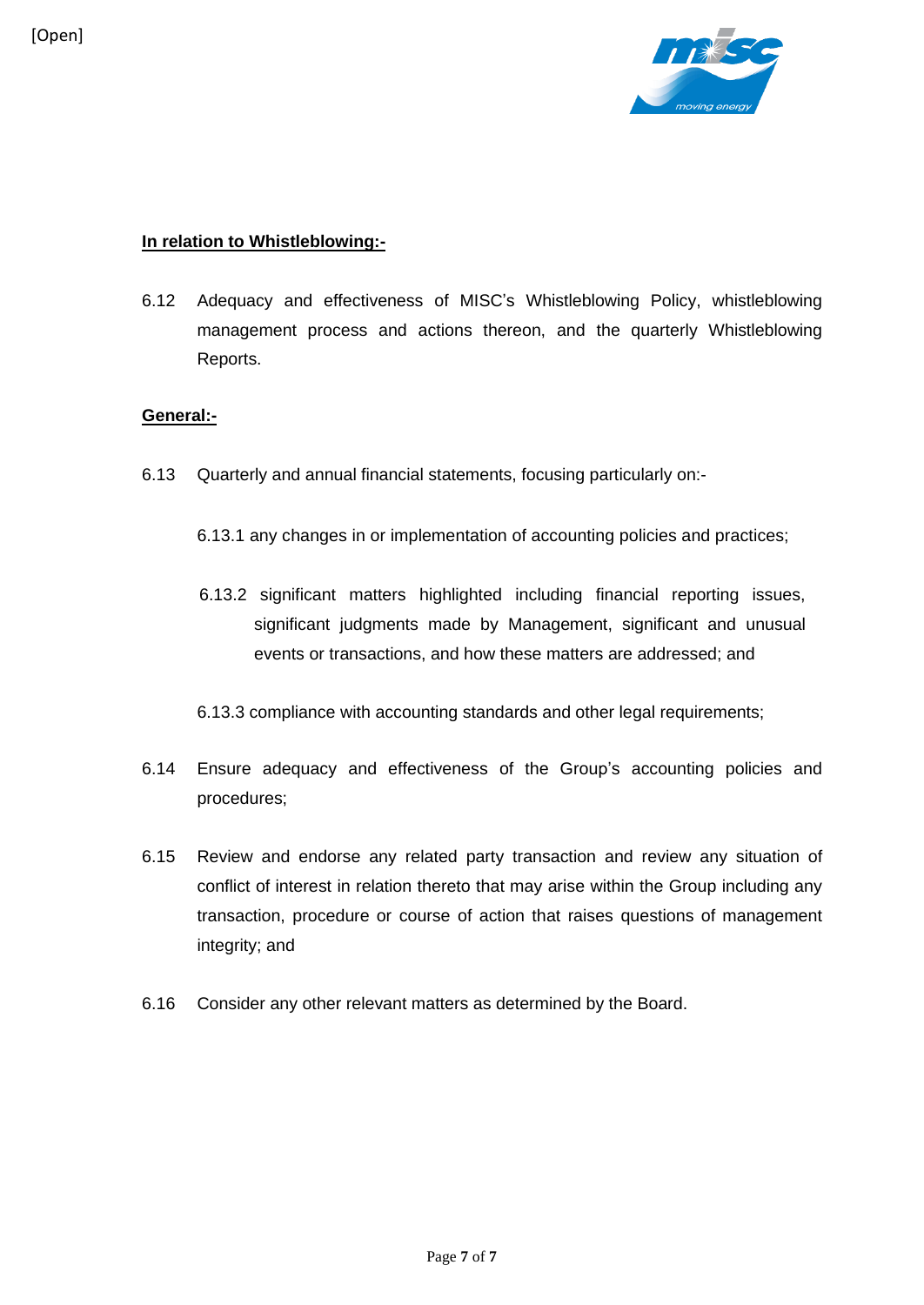**In relation to Whistleblowing:-**

6.12 Adequacy and effectiveness of MISC's Whistleblowing Policy, whistleblowing management process and actions thereon, and the quarterly Whistleblowing Reports.

**General:-**

6.13 Quarterly and annual financial statements, focusing particularly on:-

6.13.1 any changes in or implementation of accounting policies and practices;

6.13.2 significant matters highlighted including financial reporting issues, significant judgments made by Management, significant and unusual events or transactions, and how these matters are addressed; and

6.13.3 compliance with accounting standards and other legal requirements;

6.14 Ensure adequacy and effectiveness of the Group's accounting policies and procedures;

6.15 Review and endorse any related party transaction and review any situation of conflict of interest in relation thereto that may arise within the Group including any transaction, procedure or course of action that raises questions of management integrity; and

6.16 Consider any other relevant matters as determined by the Board.